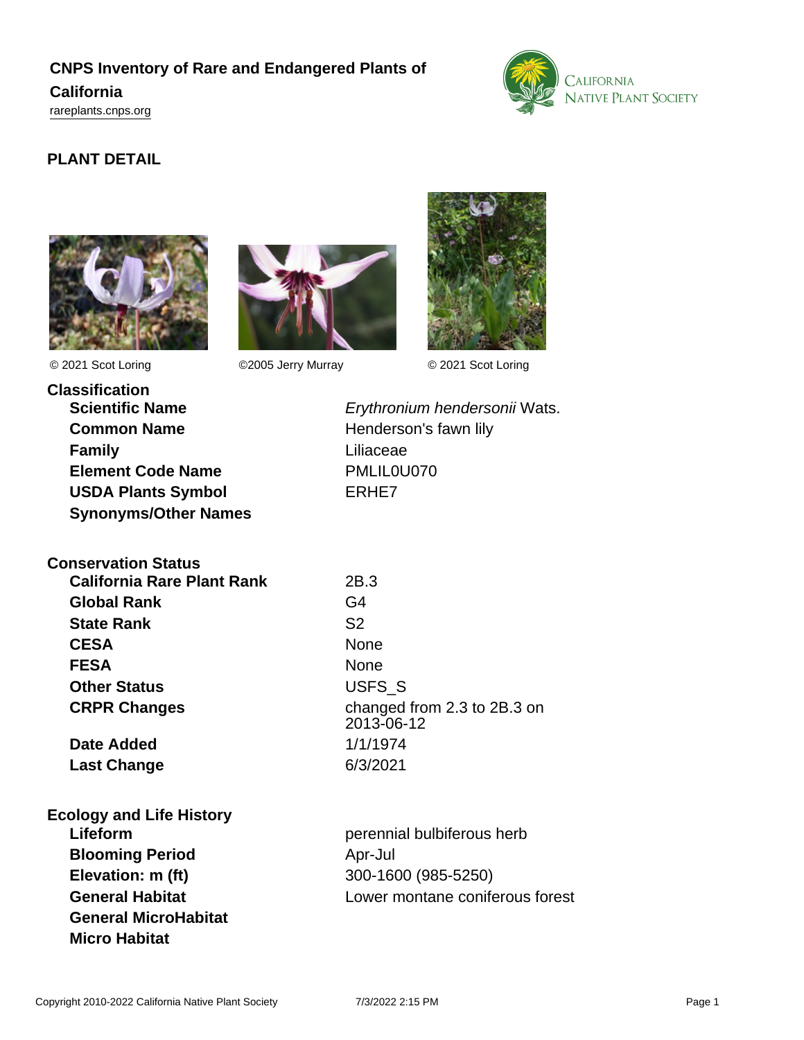# CNPS Inventory of Rare and Endangered Plants of California

rareplants.cnps.org

## PLANT DETAIL

© 2021 Scot Loring    ©2005 Jerry Murray    © 2021 Scot Loring

### Classification

| | |
|---|---|
| **Scientific Name** | *Erythronium hendersonii* Wats. |
| **Common Name** | Henderson's fawn lily |
| **Family** | Liliaceae |
| **Element Code Name** | PMLIL0U070 |
| **USDA Plants Symbol** | ERHE7 |
| **Synonyms/Other Names** | |

### Conservation Status

| | |
|---|---|
| **California Rare Plant Rank** | 2B.3 |
| **Global Rank** | G4 |
| **State Rank** | S2 |
| **CESA** | None |
| **FESA** | None |
| **Other Status** | USFS_S |
| **CRPR Changes** | changed from 2.3 to 2B.3 on 2013-06-12 |
| **Date Added** | 1/1/1974 |
| **Last Change** | 6/3/2021 |

### Ecology and Life History

| | |
|---|---|
| **Lifeform** | perennial bulbiferous herb |
| **Blooming Period** | Apr-Jul |
| **Elevation: m (ft)** | 300-1600 (985-5250) |
| **General Habitat** | Lower montane coniferous forest |
| **General MicroHabitat** | |
| **Micro Habitat** | |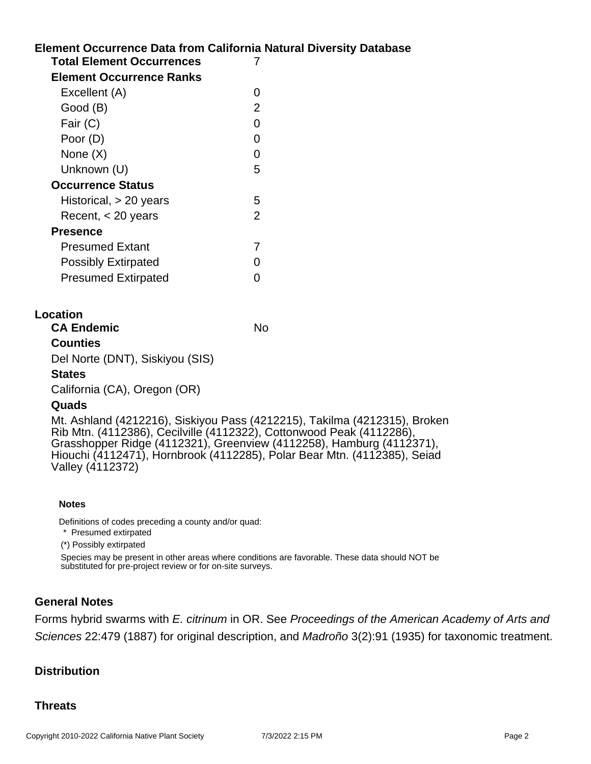## Element Occurrence Data from California Natural Diversity Database

| | |
|---|---|
| **Total Element Occurrences** | 7 |
| **Element Occurrence Ranks** | |
| Excellent (A) | 0 |
| Good (B) | 2 |
| Fair (C) | 0 |
| Poor (D) | 0 |
| None (X) | 0 |
| Unknown (U) | 5 |
| **Occurrence Status** | |
| Historical, > 20 years | 5 |
| Recent, < 20 years | 2 |
| **Presence** | |
| Presumed Extant | 7 |
| Possibly Extirpated | 0 |
| Presumed Extirpated | 0 |

## Location

**CA Endemic** No

**Counties**

Del Norte (DNT), Siskiyou (SIS)

**States**

California (CA), Oregon (OR)

**Quads**

Mt. Ashland (4212216), Siskiyou Pass (4212215), Takilma (4212315), Broken Rib Mtn. (4112386), Cecilville (4112322), Cottonwood Peak (4112286), Grasshopper Ridge (4112321), Greenview (4112258), Hamburg (4112371), Hiouchi (4112471), Hornbrook (4112285), Polar Bear Mtn. (4112385), Seiad Valley (4112372)

**Notes**

Definitions of codes preceding a county and/or quad:

* Presumed extirpated

(*) Possibly extirpated

Species may be present in other areas where conditions are favorable. These data should NOT be substituted for pre-project review or for on-site surveys.

## General Notes

Forms hybrid swarms with *E. citrinum* in OR. See *Proceedings of the American Academy of Arts and Sciences* 22:479 (1887) for original description, and *Madroño* 3(2):91 (1935) for taxonomic treatment.

## Distribution

## Threats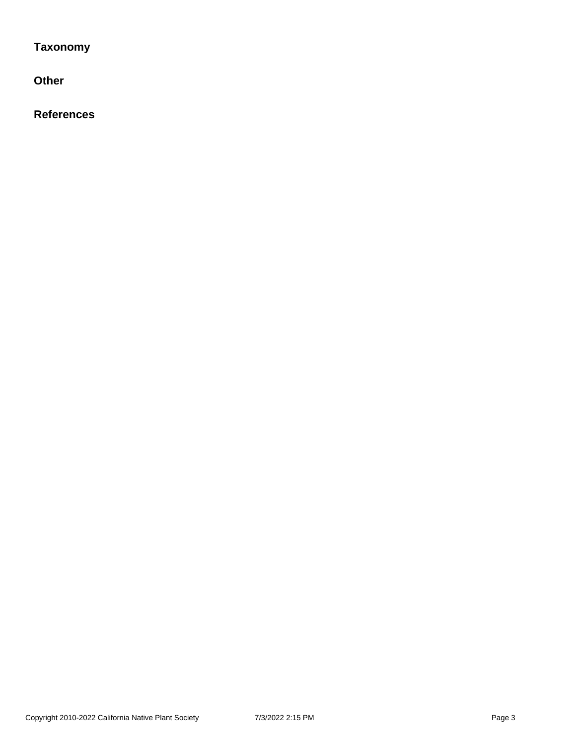## Taxonomy

## Other

## References